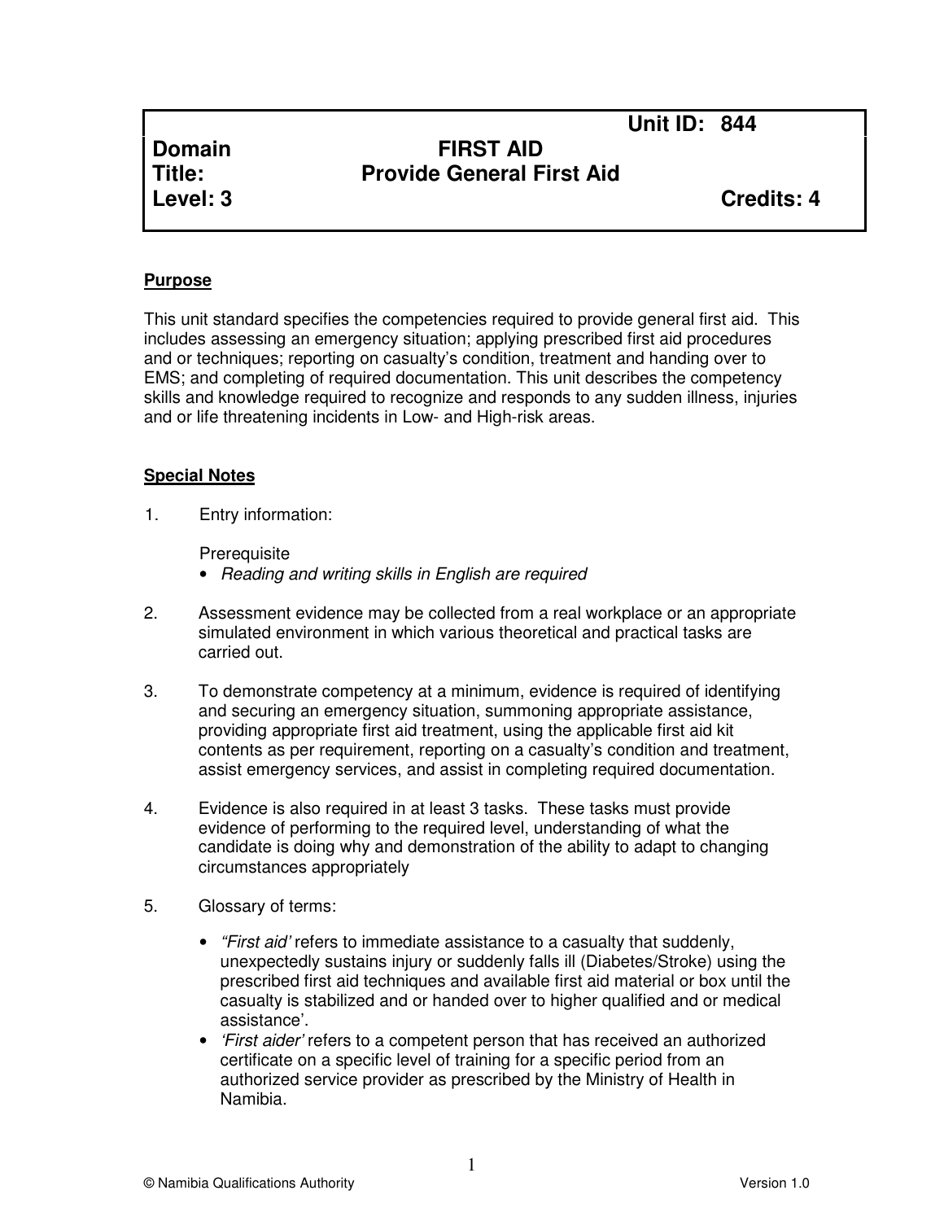| | | Unit ID: 844 |
|---|---|---|
| **Domain** | **FIRST AID** | |
| **Title:** | **Provide General First Aid** | |
| **Level: 3** | | **Credits: 4** |

## Purpose

This unit standard specifies the competencies required to provide general first aid. This includes assessing an emergency situation; applying prescribed first aid procedures and or techniques; reporting on casualty's condition, treatment and handing over to EMS; and completing of required documentation. This unit describes the competency skills and knowledge required to recognize and responds to any sudden illness, injuries and or life threatening incidents in Low- and High-risk areas.

## Special Notes

1. Entry information:

   Prerequisite
   - *Reading and writing skills in English are required*

2. Assessment evidence may be collected from a real workplace or an appropriate simulated environment in which various theoretical and practical tasks are carried out.

3. To demonstrate competency at a minimum, evidence is required of identifying and securing an emergency situation, summoning appropriate assistance, providing appropriate first aid treatment, using the applicable first aid kit contents as per requirement, reporting on a casualty's condition and treatment, assist emergency services, and assist in completing required documentation.

4. Evidence is also required in at least 3 tasks. These tasks must provide evidence of performing to the required level, understanding of what the candidate is doing why and demonstration of the ability to adapt to changing circumstances appropriately

5. Glossary of terms:

   - *"First aid'* refers to immediate assistance to a casualty that suddenly, unexpectedly sustains injury or suddenly falls ill (Diabetes/Stroke) using the prescribed first aid techniques and available first aid material or box until the casualty is stabilized and or handed over to higher qualified and or medical assistance'.
   - *'First aider'* refers to a competent person that has received an authorized certificate on a specific level of training for a specific period from an authorized service provider as prescribed by the Ministry of Health in Namibia.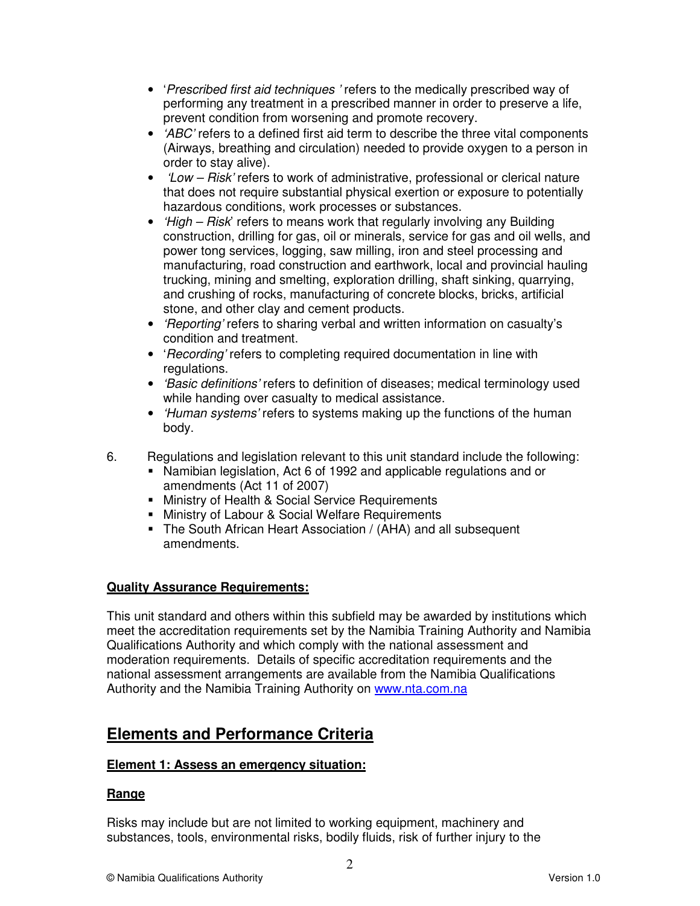- '*Prescribed first aid techniques* ' refers to the medically prescribed way of performing any treatment in a prescribed manner in order to preserve a life, prevent condition from worsening and promote recovery.
- *'ABC'* refers to a defined first aid term to describe the three vital components (Airways, breathing and circulation) needed to provide oxygen to a person in order to stay alive).
- *'Low – Risk'* refers to work of administrative, professional or clerical nature that does not require substantial physical exertion or exposure to potentially hazardous conditions, work processes or substances.
- *'High – Risk*' refers to means work that regularly involving any Building construction, drilling for gas, oil or minerals, service for gas and oil wells, and power tong services, logging, saw milling, iron and steel processing and manufacturing, road construction and earthwork, local and provincial hauling trucking, mining and smelting, exploration drilling, shaft sinking, quarrying, and crushing of rocks, manufacturing of concrete blocks, bricks, artificial stone, and other clay and cement products.
- *'Reporting'* refers to sharing verbal and written information on casualty's condition and treatment.
- '*Recording'* refers to completing required documentation in line with regulations.
- *'Basic definitions'* refers to definition of diseases; medical terminology used while handing over casualty to medical assistance.
- *'Human systems'* refers to systems making up the functions of the human body.

6. Regulations and legislation relevant to this unit standard include the following:
   - Namibian legislation, Act 6 of 1992 and applicable regulations and or amendments (Act 11 of 2007)
   - Ministry of Health & Social Service Requirements
   - Ministry of Labour & Social Welfare Requirements
   - The South African Heart Association / (AHA) and all subsequent amendments.

**Quality Assurance Requirements:**

This unit standard and others within this subfield may be awarded by institutions which meet the accreditation requirements set by the Namibia Training Authority and Namibia Qualifications Authority and which comply with the national assessment and moderation requirements. Details of specific accreditation requirements and the national assessment arrangements are available from the Namibia Qualifications Authority and the Namibia Training Authority on www.nta.com.na

## Elements and Performance Criteria

**Element 1: Assess an emergency situation:**

**Range**

Risks may include but are not limited to working equipment, machinery and substances, tools, environmental risks, bodily fluids, risk of further injury to the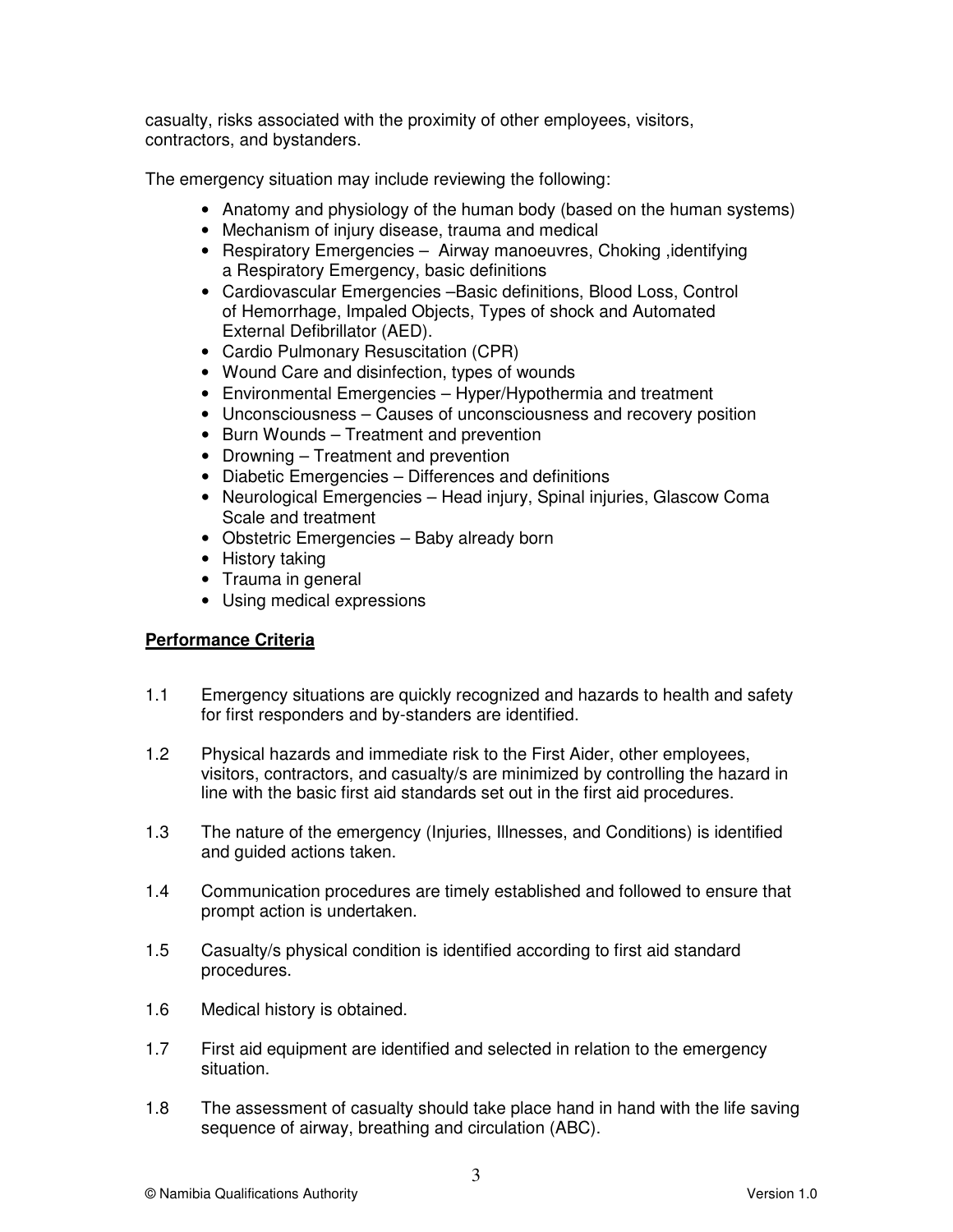casualty, risks associated with the proximity of other employees, visitors, contractors, and bystanders.

The emergency situation may include reviewing the following:

- Anatomy and physiology of the human body (based on the human systems)
- Mechanism of injury disease, trauma and medical
- Respiratory Emergencies – Airway manoeuvres, Choking ,identifying a Respiratory Emergency, basic definitions
- Cardiovascular Emergencies –Basic definitions, Blood Loss, Control of Hemorrhage, Impaled Objects, Types of shock and Automated External Defibrillator (AED).
- Cardio Pulmonary Resuscitation (CPR)
- Wound Care and disinfection, types of wounds
- Environmental Emergencies – Hyper/Hypothermia and treatment
- Unconsciousness – Causes of unconsciousness and recovery position
- Burn Wounds – Treatment and prevention
- Drowning – Treatment and prevention
- Diabetic Emergencies – Differences and definitions
- Neurological Emergencies – Head injury, Spinal injuries, Glascow Coma Scale and treatment
- Obstetric Emergencies – Baby already born
- History taking
- Trauma in general
- Using medical expressions

**<u>Performance Criteria</u>**

1.1 Emergency situations are quickly recognized and hazards to health and safety for first responders and by-standers are identified.

1.2 Physical hazards and immediate risk to the First Aider, other employees, visitors, contractors, and casualty/s are minimized by controlling the hazard in line with the basic first aid standards set out in the first aid procedures.

1.3 The nature of the emergency (Injuries, Illnesses, and Conditions) is identified and guided actions taken.

1.4 Communication procedures are timely established and followed to ensure that prompt action is undertaken.

1.5 Casualty/s physical condition is identified according to first aid standard procedures.

1.6 Medical history is obtained.

1.7 First aid equipment are identified and selected in relation to the emergency situation.

1.8 The assessment of casualty should take place hand in hand with the life saving sequence of airway, breathing and circulation (ABC).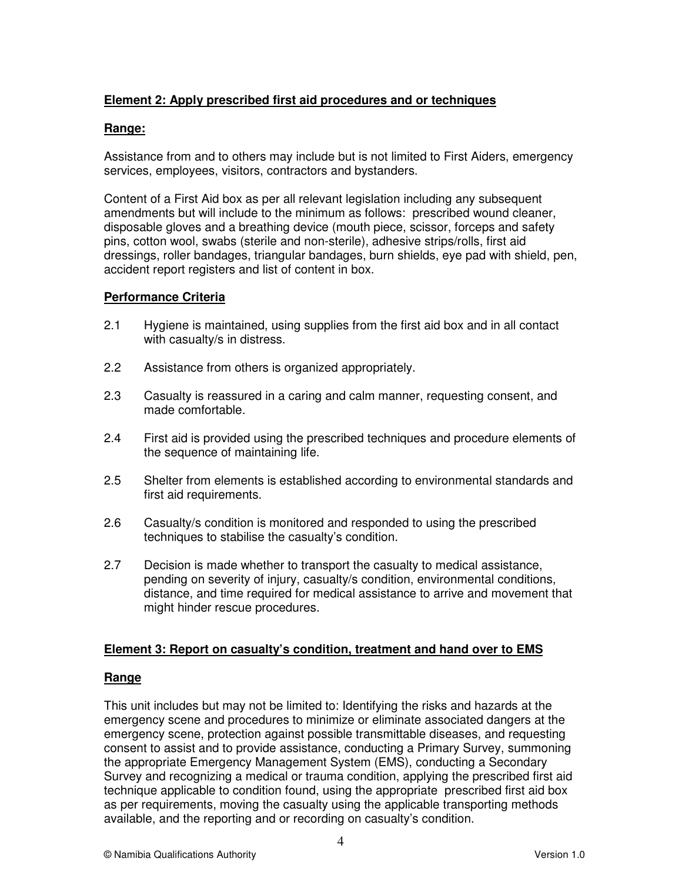**Element 2: Apply prescribed first aid procedures and or techniques**

**Range:**

Assistance from and to others may include but is not limited to First Aiders, emergency services, employees, visitors, contractors and bystanders.

Content of a First Aid box as per all relevant legislation including any subsequent amendments but will include to the minimum as follows: prescribed wound cleaner, disposable gloves and a breathing device (mouth piece, scissor, forceps and safety pins, cotton wool, swabs (sterile and non-sterile), adhesive strips/rolls, first aid dressings, roller bandages, triangular bandages, burn shields, eye pad with shield, pen, accident report registers and list of content in box.

**Performance Criteria**

2.1 Hygiene is maintained, using supplies from the first aid box and in all contact with casualty/s in distress.

2.2 Assistance from others is organized appropriately.

2.3 Casualty is reassured in a caring and calm manner, requesting consent, and made comfortable.

2.4 First aid is provided using the prescribed techniques and procedure elements of the sequence of maintaining life.

2.5 Shelter from elements is established according to environmental standards and first aid requirements.

2.6 Casualty/s condition is monitored and responded to using the prescribed techniques to stabilise the casualty's condition.

2.7 Decision is made whether to transport the casualty to medical assistance, pending on severity of injury, casualty/s condition, environmental conditions, distance, and time required for medical assistance to arrive and movement that might hinder rescue procedures.

**Element 3: Report on casualty's condition, treatment and hand over to EMS**

**Range**

This unit includes but may not be limited to: Identifying the risks and hazards at the emergency scene and procedures to minimize or eliminate associated dangers at the emergency scene, protection against possible transmittable diseases, and requesting consent to assist and to provide assistance, conducting a Primary Survey, summoning the appropriate Emergency Management System (EMS), conducting a Secondary Survey and recognizing a medical or trauma condition, applying the prescribed first aid technique applicable to condition found, using the appropriate prescribed first aid box as per requirements, moving the casualty using the applicable transporting methods available, and the reporting and or recording on casualty's condition.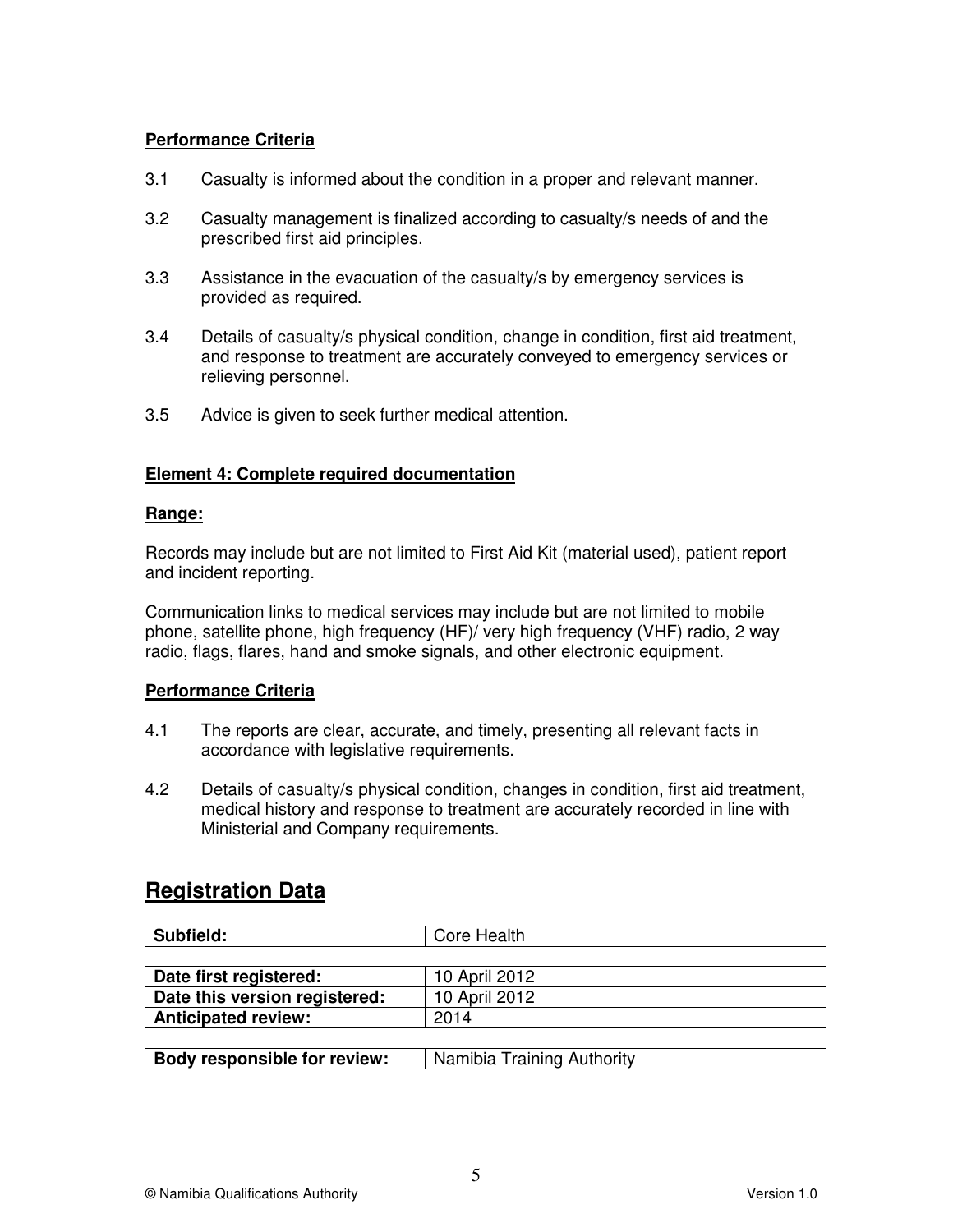**Performance Criteria**

3.1 Casualty is informed about the condition in a proper and relevant manner.

3.2 Casualty management is finalized according to casualty/s needs of and the prescribed first aid principles.

3.3 Assistance in the evacuation of the casualty/s by emergency services is provided as required.

3.4 Details of casualty/s physical condition, change in condition, first aid treatment, and response to treatment are accurately conveyed to emergency services or relieving personnel.

3.5 Advice is given to seek further medical attention.

**Element 4: Complete required documentation**

**Range:**

Records may include but are not limited to First Aid Kit (material used), patient report and incident reporting.

Communication links to medical services may include but are not limited to mobile phone, satellite phone, high frequency (HF)/ very high frequency (VHF) radio, 2 way radio, flags, flares, hand and smoke signals, and other electronic equipment.

**Performance Criteria**

4.1 The reports are clear, accurate, and timely, presenting all relevant facts in accordance with legislative requirements.

4.2 Details of casualty/s physical condition, changes in condition, first aid treatment, medical history and response to treatment are accurately recorded in line with Ministerial and Company requirements.

## Registration Data

| | |
|---|---|
| **Subfield:** | Core Health |
| | |
| **Date first registered:** | 10 April 2012 |
| **Date this version registered:** | 10 April 2012 |
| **Anticipated review:** | 2014 |
| | |
| **Body responsible for review:** | Namibia Training Authority |

© Namibia Qualifications Authority Version 1.0